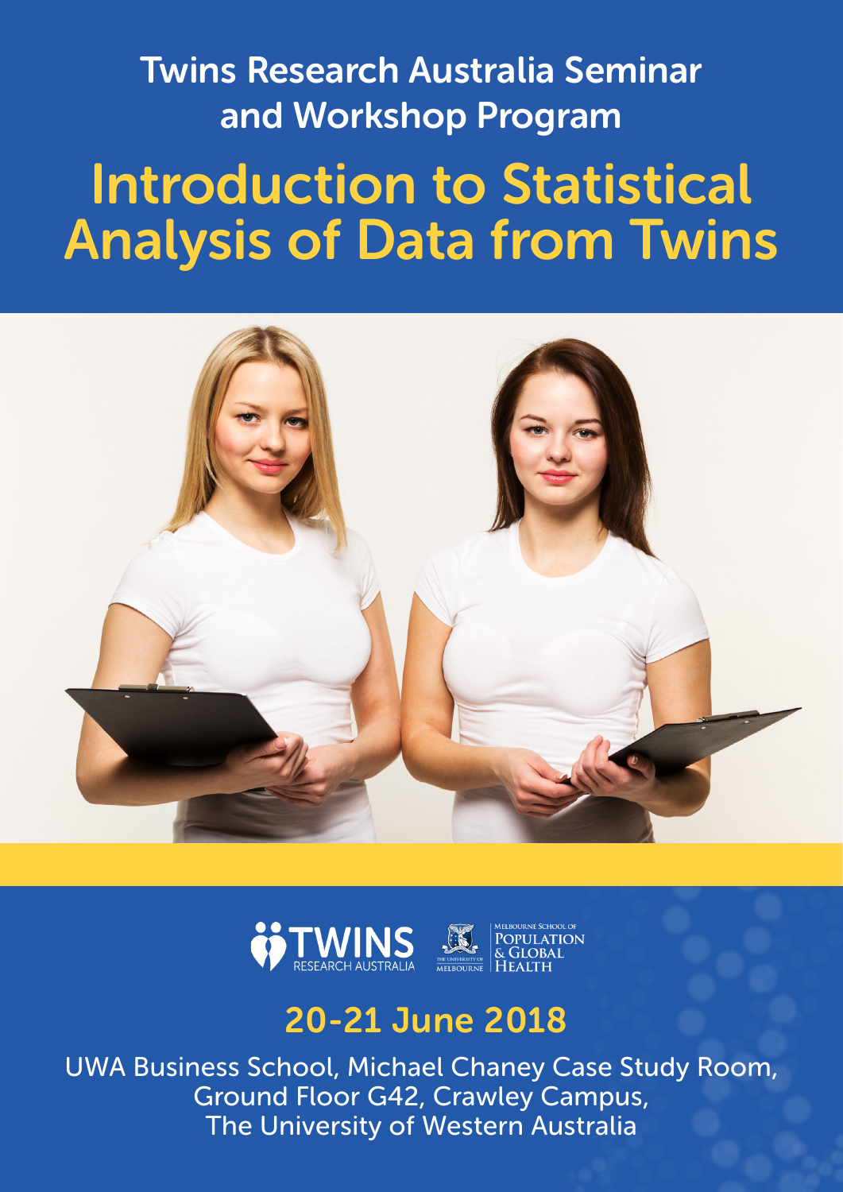## Twins Research Australia Seminar and Workshop Program

# Introduction to Statistical Analysis of Data from Twins

TWINS RESEARCH AUSTRALIA

THE UNIVERSITY OF MELBOURNE

MELBOURNE SCHOOL OF POPULATION & GLOBAL HEALTH

## 20-21 June 2018

UWA Business School, Michael Chaney Case Study Room, Ground Floor G42, Crawley Campus, The University of Western Australia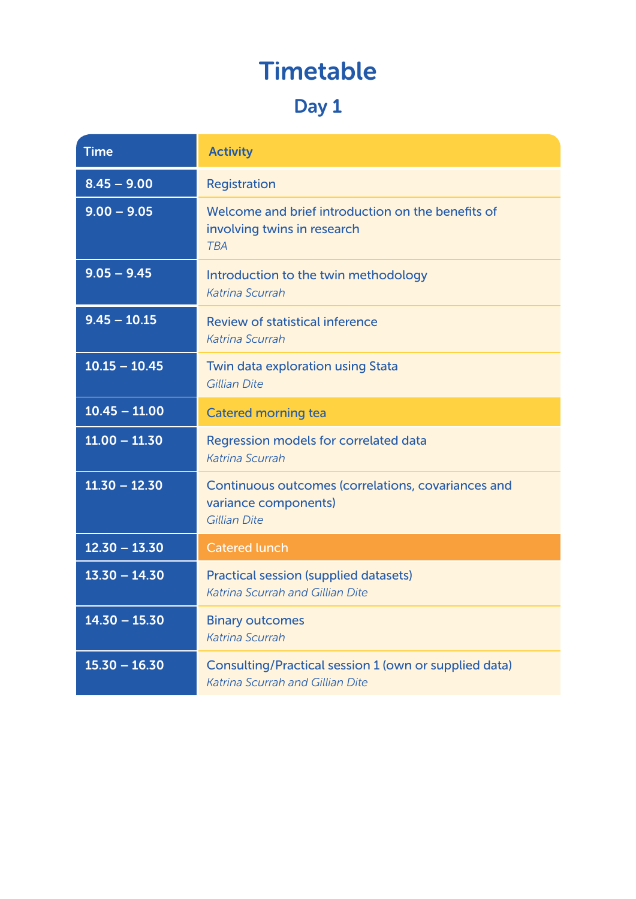# Timetable

## Day 1

| Time | Activity |
| --- | --- |
| 8.45 – 9.00 | Registration |
| 9.00 – 9.05 | Welcome and brief introduction on the benefits of involving twins in research<br>*TBA* |
| 9.05 – 9.45 | Introduction to the twin methodology<br>*Katrina Scurrah* |
| 9.45 – 10.15 | Review of statistical inference<br>*Katrina Scurrah* |
| 10.15 – 10.45 | Twin data exploration using Stata<br>*Gillian Dite* |
| 10.45 – 11.00 | Catered morning tea |
| 11.00 – 11.30 | Regression models for correlated data<br>*Katrina Scurrah* |
| 11.30 – 12.30 | Continuous outcomes (correlations, covariances and variance components)<br>*Gillian Dite* |
| 12.30 – 13.30 | Catered lunch |
| 13.30 – 14.30 | Practical session (supplied datasets)<br>*Katrina Scurrah and Gillian Dite* |
| 14.30 – 15.30 | Binary outcomes<br>*Katrina Scurrah* |
| 15.30 – 16.30 | Consulting/Practical session 1 (own or supplied data)<br>*Katrina Scurrah and Gillian Dite* |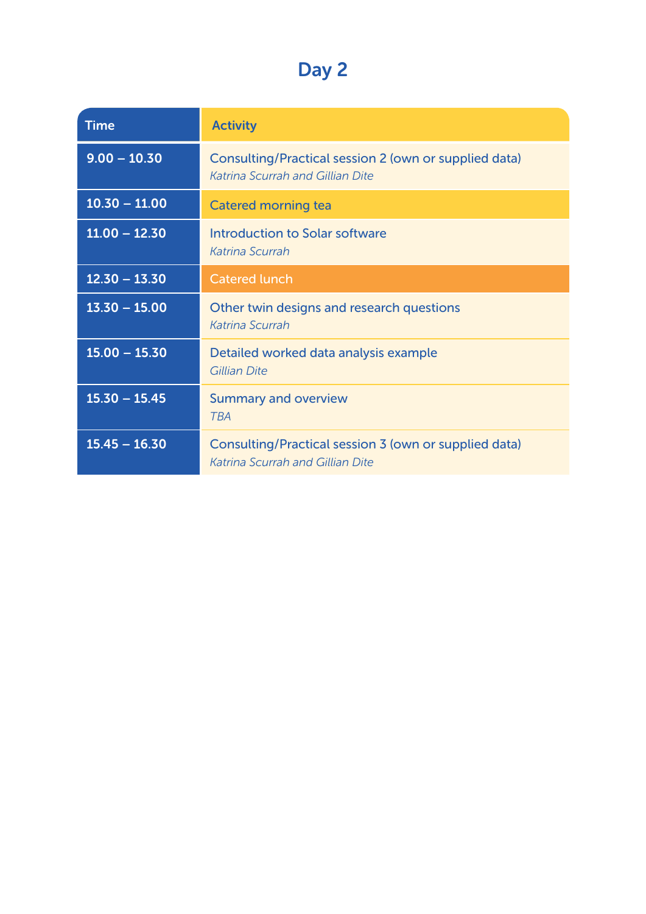# Day 2

| Time | Activity |
|---|---|
| 9.00 – 10.30 | Consulting/Practical session 2 (own or supplied data)<br>*Katrina Scurrah and Gillian Dite* |
| 10.30 – 11.00 | Catered morning tea |
| 11.00 – 12.30 | Introduction to Solar software<br>*Katrina Scurrah* |
| 12.30 – 13.30 | Catered lunch |
| 13.30 – 15.00 | Other twin designs and research questions<br>*Katrina Scurrah* |
| 15.00 – 15.30 | Detailed worked data analysis example<br>*Gillian Dite* |
| 15.30 – 15.45 | Summary and overview<br>*TBA* |
| 15.45 – 16.30 | Consulting/Practical session 3 (own or supplied data)<br>*Katrina Scurrah and Gillian Dite* |